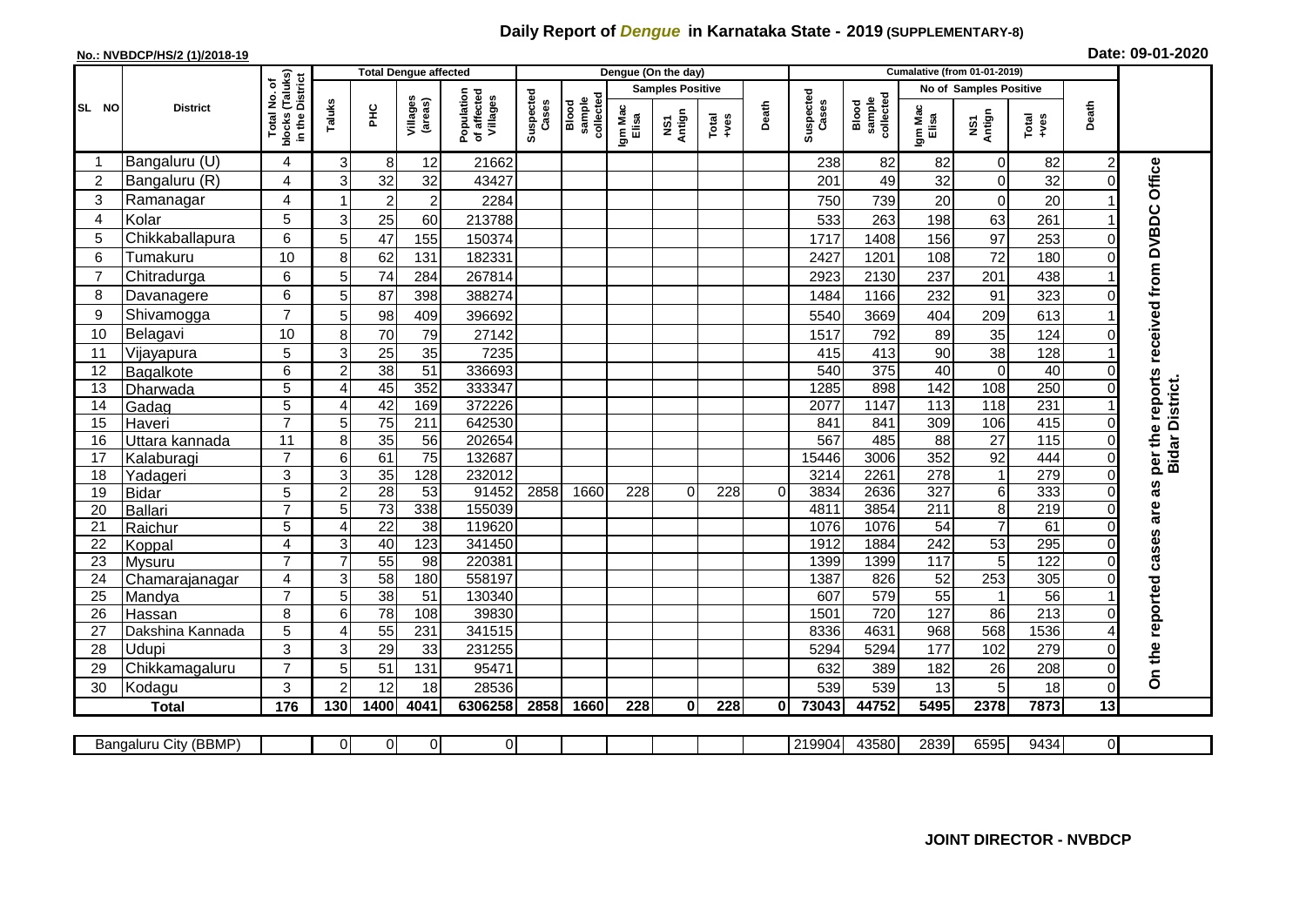# Daily Report of *Dengue* in Karnataka State - 2019 (SUPPLEMENTARY-8)

**No.: NVBDCP/HS/2 (1)/2018-19**

**Date: 09-01-2020**

| SL NO | District | Total No. of blocks (Taluks) in the District | Total Dengue affected | | | | Dengue (On the day) | | | | | | | Cumalative (from 01-01-2019) | | | | | | | |
|---|---|---|---|---|---|---|---|---|---|---|---|---|---|---|---|---|---|---|---|---|
| | | | Taluks | PHC | Villages (areas) | Population of affected Villages | Suspected Cases | Blood sample collected | Samples Positive | | | Death | Suspected Cases | Blood sample collected | No of Samples Positive | | | Death | |
| | | | | | | | | | Igm Mac Elisa | NS1 Antign | Total +ves | | | | Igm Mac Elisa | NS1 Antign | Total +ves | | |
| 1 | Bangaluru (U) | 4 | 3 | 8 | 12 | 21662 | | | | | | | 238 | 82 | 82 | 0 | 82 | 2 | On the reported cases are as per the reports received from DVBDC Office Bidar District. |
| 2 | Bangaluru (R) | 4 | 3 | 32 | 32 | 43427 | | | | | | | 201 | 49 | 32 | 0 | 32 | 0 | |
| 3 | Ramanagar | 4 | 1 | 2 | 2 | 2284 | | | | | | | 750 | 739 | 20 | 0 | 20 | 1 | |
| 4 | Kolar | 5 | 3 | 25 | 60 | 213788 | | | | | | | 533 | 263 | 198 | 63 | 261 | 1 | |
| 5 | Chikkaballapura | 6 | 5 | 47 | 155 | 150374 | | | | | | | 1717 | 1408 | 156 | 97 | 253 | 0 | |
| 6 | Tumakuru | 10 | 8 | 62 | 131 | 182331 | | | | | | | 2427 | 1201 | 108 | 72 | 180 | 0 | |
| 7 | Chitradurga | 6 | 5 | 74 | 284 | 267814 | | | | | | | 2923 | 2130 | 237 | 201 | 438 | 1 | |
| 8 | Davanagere | 6 | 5 | 87 | 398 | 388274 | | | | | | | 1484 | 1166 | 232 | 91 | 323 | 0 | |
| 9 | Shivamogga | 7 | 5 | 98 | 409 | 396692 | | | | | | | 5540 | 3669 | 404 | 209 | 613 | 1 | |
| 10 | Belagavi | 10 | 8 | 70 | 79 | 27142 | | | | | | | 1517 | 792 | 89 | 35 | 124 | 0 | |
| 11 | Vijayapura | 5 | 3 | 25 | 35 | 7235 | | | | | | | 415 | 413 | 90 | 38 | 128 | 1 | |
| 12 | Bagalkote | 6 | 2 | 38 | 51 | 336693 | | | | | | | 540 | 375 | 40 | 0 | 40 | 0 | |
| 13 | Dharwada | 5 | 4 | 45 | 352 | 333347 | | | | | | | 1285 | 898 | 142 | 108 | 250 | 0 | |
| 14 | Gadag | 5 | 4 | 42 | 169 | 372226 | | | | | | | 2077 | 1147 | 113 | 118 | 231 | 1 | |
| 15 | Haveri | 7 | 5 | 75 | 211 | 642530 | | | | | | | 841 | 841 | 309 | 106 | 415 | 0 | |
| 16 | Uttara kannada | 11 | 8 | 35 | 56 | 202654 | | | | | | | 567 | 485 | 88 | 27 | 115 | 0 | |
| 17 | Kalaburagi | 7 | 6 | 61 | 75 | 132687 | | | | | | | 15446 | 3006 | 352 | 92 | 444 | 0 | |
| 18 | Yadageri | 3 | 3 | 35 | 128 | 232012 | | | | | | | 3214 | 2261 | 278 | 1 | 279 | 0 | |
| 19 | Bidar | 5 | 2 | 28 | 53 | 91452 | 2858 | 1660 | 228 | 0 | 228 | 0 | 3834 | 2636 | 327 | 6 | 333 | 0 | |
| 20 | Ballari | 7 | 5 | 73 | 338 | 155039 | | | | | | | 4811 | 3854 | 211 | 8 | 219 | 0 | |
| 21 | Raichur | 5 | 4 | 22 | 38 | 119620 | | | | | | | 1076 | 1076 | 54 | 7 | 61 | 0 | |
| 22 | Koppal | 4 | 3 | 40 | 123 | 341450 | | | | | | | 1912 | 1884 | 242 | 53 | 295 | 0 | |
| 23 | Mysuru | 7 | 7 | 55 | 98 | 220381 | | | | | | | 1399 | 1399 | 117 | 5 | 122 | 0 | |
| 24 | Chamarajanagar | 4 | 3 | 58 | 180 | 558197 | | | | | | | 1387 | 826 | 52 | 253 | 305 | 0 | |
| 25 | Mandya | 7 | 5 | 38 | 51 | 130340 | | | | | | | 607 | 579 | 55 | 1 | 56 | 1 | |
| 26 | Hassan | 8 | 6 | 78 | 108 | 39830 | | | | | | | 1501 | 720 | 127 | 86 | 213 | 0 | |
| 27 | Dakshina Kannada | 5 | 4 | 55 | 231 | 341515 | | | | | | | 8336 | 4631 | 968 | 568 | 1536 | 4 | |
| 28 | Udupi | 3 | 3 | 29 | 33 | 231255 | | | | | | | 5294 | 5294 | 177 | 102 | 279 | 0 | |
| 29 | Chikkamagaluru | 7 | 5 | 51 | 131 | 95471 | | | | | | | 632 | 389 | 182 | 26 | 208 | 0 | |
| 30 | Kodagu | 3 | 2 | 12 | 18 | 28536 | | | | | | | 539 | 539 | 13 | 5 | 18 | 0 | |
| **Total** | | **176** | **130** | **1400** | **4041** | **6306258** | **2858** | **1660** | **228** | **0** | **228** | **0** | **73043** | **44752** | **5495** | **2378** | **7873** | **13** | |

| Bangaluru City (BBMP) | | 0 | 0 | 0 | 0 | | | | | | | 219904 | 43580 | 2839 | 6595 | 9434 | 0 |
|---|---|---|---|---|---|---|---|---|---|---|---|---|---|---|---|---|---|

**JOINT DIRECTOR - NVBDCP**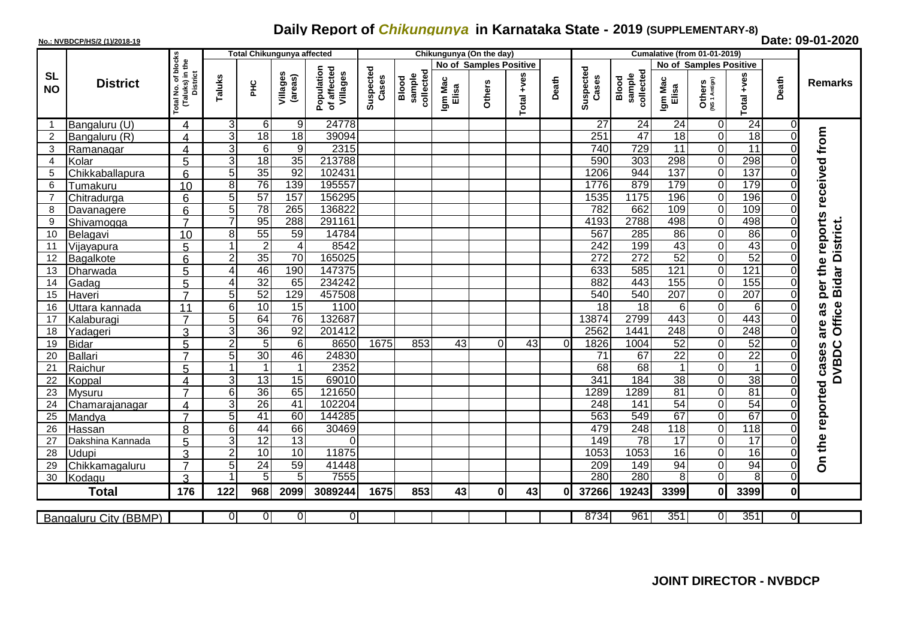# Daily Report of *Chikungunya* in Karnataka State - 2019 (SUPPLEMENTARY-8)

**No.: NVBDCP/HS/2 (1)/2018-19** **Date: 09-01-2020**

| SL NO | District | Total No. of blocks (Taluks) in the District | Total Chikungunya affected | | | | Chikungunya (On the day) | | | | | | | Cumalative (from 01-01-2019) | | | | | | | Remarks |
|---|---|---|---|---|---|---|---|---|---|---|---|---|---|---|---|---|---|---|---|---|---|
| | | | Taluks | PHC | Villages (areas) | Population of affected Villages | Suspected Cases | Blood sample collected | No of Samples Positive | | | Death | Suspected Cases | Blood sample collected | No of Samples Positive | | | Death | |
| | | | | | | | | | Igm Mac Elisa | Others | Total +ves | | | | Igm Mac Elisa | Others (NS1 Antign) | Total +ves | | |
| 1 | Bangaluru (U) | 4 | 3 | 6 | 9 | 24778 | | | | | | | 27 | 24 | 24 | 0 | 24 | 0 | On the reported cases are as per the reports received from DVBDC Office Bidar District. |
| 2 | Bangaluru (R) | 4 | 3 | 18 | 18 | 39094 | | | | | | | 251 | 47 | 18 | 0 | 18 | 0 | |
| 3 | Ramanagar | 4 | 3 | 6 | 9 | 2315 | | | | | | | 740 | 729 | 11 | 0 | 11 | 0 | |
| 4 | Kolar | 5 | 3 | 18 | 35 | 213788 | | | | | | | 590 | 303 | 298 | 0 | 298 | 0 | |
| 5 | Chikkaballapura | 6 | 5 | 35 | 92 | 102431 | | | | | | | 1206 | 944 | 137 | 0 | 137 | 0 | |
| 6 | Tumakuru | 10 | 8 | 76 | 139 | 195557 | | | | | | | 1776 | 879 | 179 | 0 | 179 | 0 | |
| 7 | Chitradurga | 6 | 5 | 57 | 157 | 156295 | | | | | | | 1535 | 1175 | 196 | 0 | 196 | 0 | |
| 8 | Davanagere | 6 | 5 | 78 | 265 | 136822 | | | | | | | 782 | 662 | 109 | 0 | 109 | 0 | |
| 9 | Shivamogga | 7 | 7 | 95 | 288 | 291161 | | | | | | | 4193 | 2788 | 498 | 0 | 498 | 0 | |
| 10 | Belagavi | 10 | 8 | 55 | 59 | 14784 | | | | | | | 567 | 285 | 86 | 0 | 86 | 0 | |
| 11 | Vijayapura | 5 | 1 | 2 | 4 | 8542 | | | | | | | 242 | 199 | 43 | 0 | 43 | 0 | |
| 12 | Bagalkote | 6 | 2 | 35 | 70 | 165025 | | | | | | | 272 | 272 | 52 | 0 | 52 | 0 | |
| 13 | Dharwada | 5 | 4 | 46 | 190 | 147375 | | | | | | | 633 | 585 | 121 | 0 | 121 | 0 | |
| 14 | Gadag | 5 | 4 | 32 | 65 | 234242 | | | | | | | 882 | 443 | 155 | 0 | 155 | 0 | |
| 15 | Haveri | 7 | 5 | 52 | 129 | 457508 | | | | | | | 540 | 540 | 207 | 0 | 207 | 0 | |
| 16 | Uttara kannada | 11 | 6 | 10 | 15 | 1100 | | | | | | | 18 | 18 | 6 | 0 | 6 | 0 | |
| 17 | Kalaburagi | 7 | 5 | 64 | 76 | 132687 | | | | | | | 13874 | 2799 | 443 | 0 | 443 | 0 | |
| 18 | Yadageri | 3 | 3 | 36 | 92 | 201412 | | | | | | | 2562 | 1441 | 248 | 0 | 248 | 0 | |
| 19 | Bidar | 5 | 2 | 5 | 6 | 8650 | 1675 | 853 | 43 | 0 | 43 | 0 | 1826 | 1004 | 52 | 0 | 52 | 0 | |
| 20 | Ballari | 7 | 5 | 30 | 46 | 24830 | | | | | | | 71 | 67 | 22 | 0 | 22 | 0 | |
| 21 | Raichur | 5 | 1 | 1 | 1 | 2352 | | | | | | | 68 | 68 | 1 | 0 | 1 | 0 | |
| 22 | Koppal | 4 | 3 | 13 | 15 | 69010 | | | | | | | 341 | 184 | 38 | 0 | 38 | 0 | |
| 23 | Mysuru | 7 | 6 | 36 | 65 | 121650 | | | | | | | 1289 | 1289 | 81 | 0 | 81 | 0 | |
| 24 | Chamarajanagar | 4 | 3 | 26 | 41 | 102204 | | | | | | | 248 | 141 | 54 | 0 | 54 | 0 | |
| 25 | Mandya | 7 | 5 | 41 | 60 | 144285 | | | | | | | 563 | 549 | 67 | 0 | 67 | 0 | |
| 26 | Hassan | 8 | 6 | 44 | 66 | 30469 | | | | | | | 479 | 248 | 118 | 0 | 118 | 0 | |
| 27 | Dakshina Kannada | 5 | 3 | 12 | 13 | 0 | | | | | | | 149 | 78 | 17 | 0 | 17 | 0 | |
| 28 | Udupi | 3 | 2 | 10 | 10 | 11875 | | | | | | | 1053 | 1053 | 16 | 0 | 16 | 0 | |
| 29 | Chikkamagaluru | 7 | 5 | 24 | 59 | 41448 | | | | | | | 209 | 149 | 94 | 0 | 94 | 0 | |
| 30 | Kodagu | 3 | 1 | 5 | 5 | 7555 | | | | | | | 280 | 280 | 8 | 0 | 8 | 0 | |
| **Total** | | **176** | **122** | **968** | **2099** | **3089244** | **1675** | **853** | **43** | **0** | **43** | **0** | **37266** | **19243** | **3399** | **0** | **3399** | **0** | |

| | | | | | | | | | | | | | | | | | | |
|---|---|---|---|---|---|---|---|---|---|---|---|---|---|---|---|---|---|---|
| Bangaluru City (BBMP) | | 0 | 0 | 0 | 0 | | | | | | | 8734 | 961 | 351 | 0 | 351 | 0 | |

**JOINT DIRECTOR - NVBDCP**